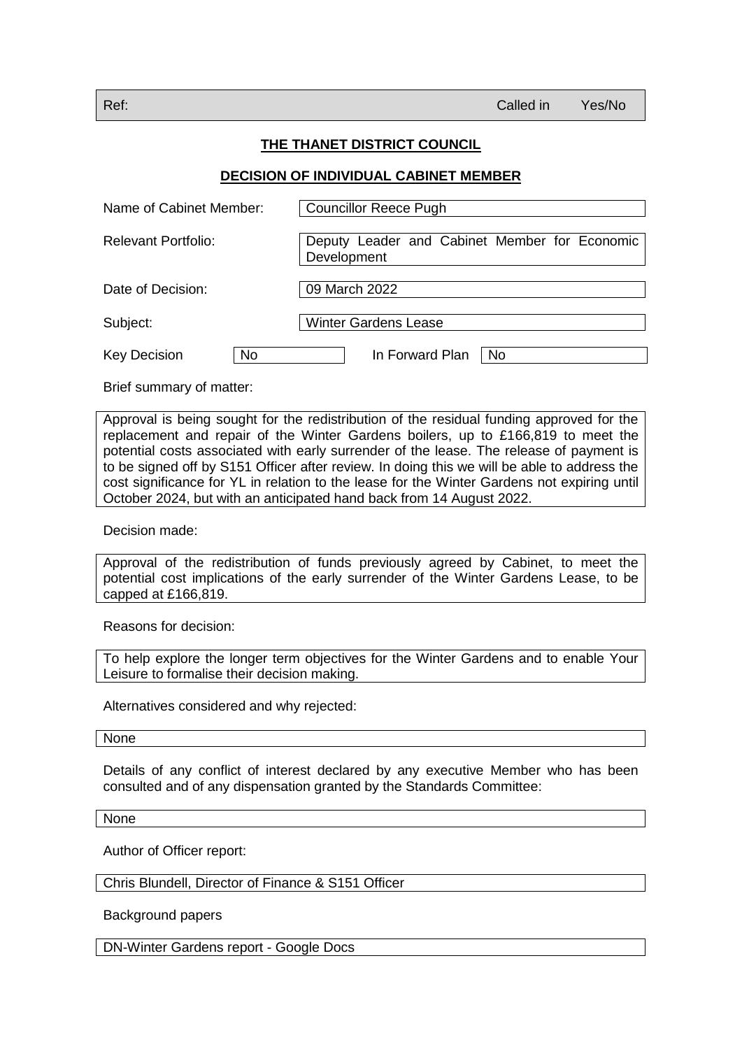| Ref: | Called in | Yes/No |
|---|---|---|

**THE THANET DISTRICT COUNCIL**

**DECISION OF INDIVIDUAL CABINET MEMBER**

| | |
|---|---|
| Name of Cabinet Member: | Councillor Reece Pugh |
| Relevant Portfolio: | Deputy Leader and Cabinet Member for Economic Development |
| Date of Decision: | 09 March 2022 |
| Subject: | Winter Gardens Lease |

| Key Decision | No | In Forward Plan | No |
|---|---|---|---|

Brief summary of matter:

Approval is being sought for the redistribution of the residual funding approved for the replacement and repair of the Winter Gardens boilers, up to £166,819 to meet the potential costs associated with early surrender of the lease. The release of payment is to be signed off by S151 Officer after review. In doing this we will be able to address the cost significance for YL in relation to the lease for the Winter Gardens not expiring until October 2024, but with an anticipated hand back from 14 August 2022.

Decision made:

Approval of the redistribution of funds previously agreed by Cabinet, to meet the potential cost implications of the early surrender of the Winter Gardens Lease, to be capped at £166,819.

Reasons for decision:

To help explore the longer term objectives for the Winter Gardens and to enable Your Leisure to formalise their decision making.

Alternatives considered and why rejected:

None

Details of any conflict of interest declared by any executive Member who has been consulted and of any dispensation granted by the Standards Committee:

None

Author of Officer report:

Chris Blundell, Director of Finance & S151 Officer

Background papers

DN-Winter Gardens report - Google Docs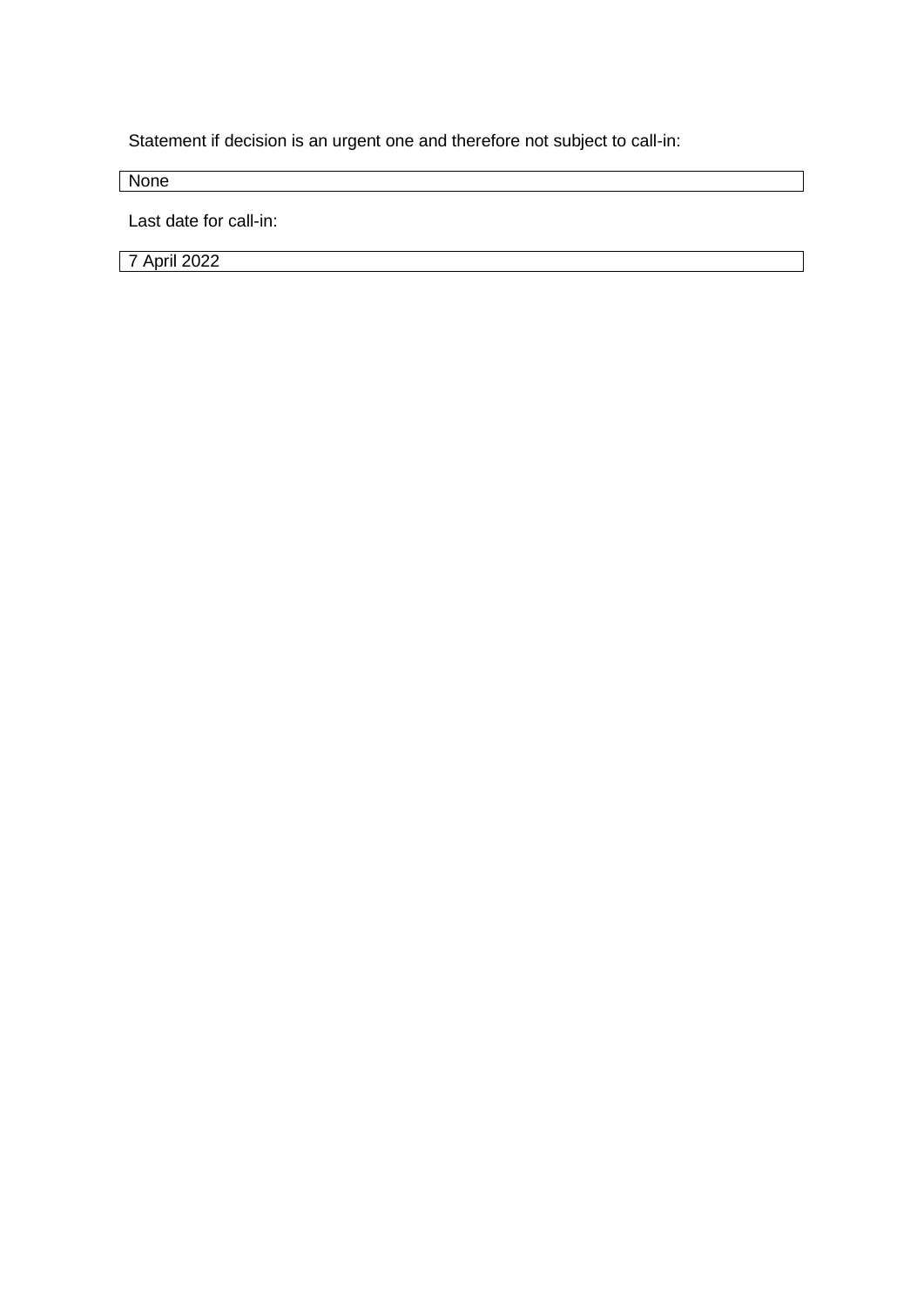Statement if decision is an urgent one and therefore not subject to call-in:

| |
|---|
| None |

Last date for call-in:

| |
|---|
| 7 April 2022 |